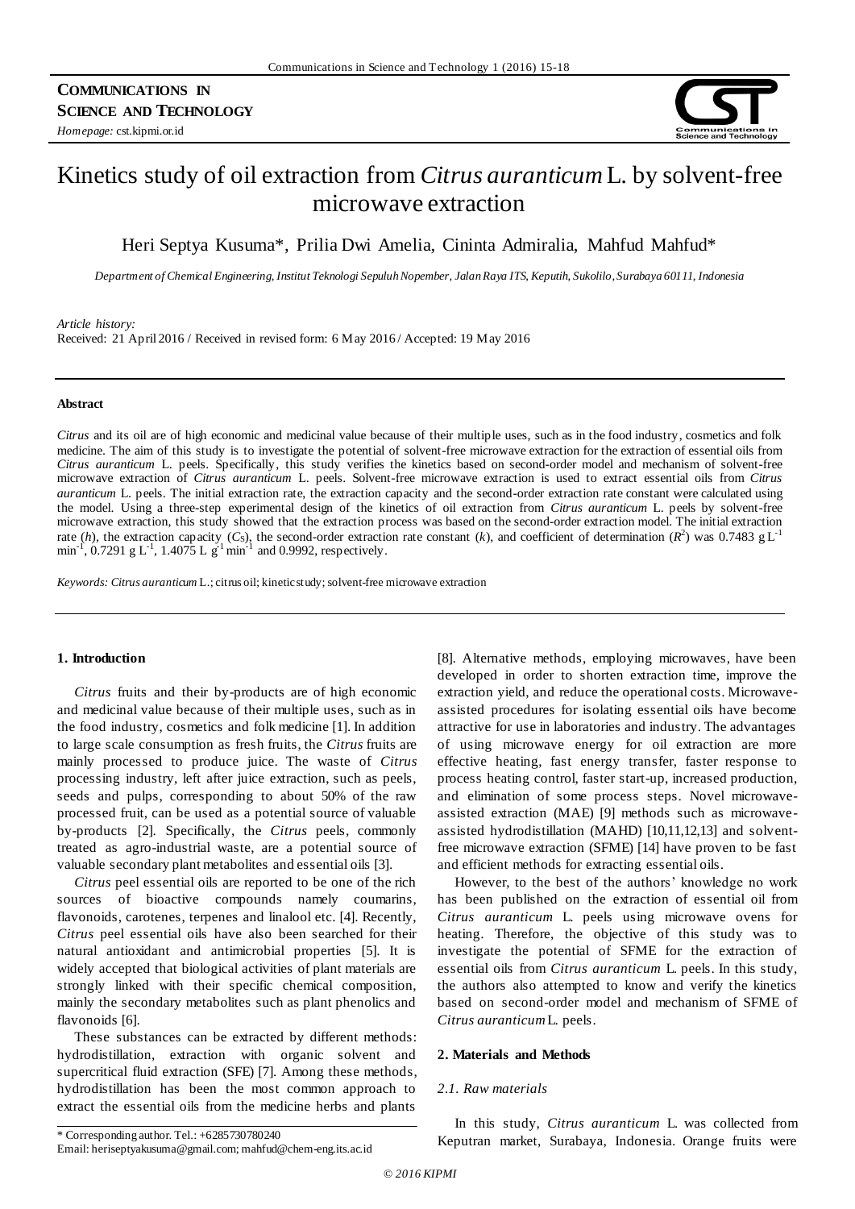**COMMUNICATIONS IN SCIENCE AND TECHNOLOGY**

*Homepage:* cst.kipmi.or.id

# Kinetics study of oil extraction from *Citrus auranticum* L. by solvent-free microwave extraction

Heri Septya Kusuma*, Prilia Dwi Amelia, Cininta Admiralia, Mahfud Mahfud*

*Department of Chemical Engineering, Institut Teknologi Sepuluh Nopember, Jalan Raya ITS, Keputih, Sukolilo, Surabaya 60111, Indonesia*

*Article history:*
Received: 21 April 2016 / Received in revised form: 6 May 2016 / Accepted: 19 May 2016

### Abstract

*Citrus* and its oil are of high economic and medicinal value because of their multiple uses, such as in the food industry, cosmetics and folk medicine. The aim of this study is to investigate the potential of solvent-free microwave extraction for the extraction of essential oils from *Citrus auranticum* L. peels. Specifically, this study verifies the kinetics based on second-order model and mechanism of solvent-free microwave extraction of *Citrus auranticum* L. peels. Solvent-free microwave extraction is used to extract essential oils from *Citrus auranticum* L. peels. The initial extraction rate, the extraction capacity and the second-order extraction rate constant were calculated using the model. Using a three-step experimental design of the kinetics of oil extraction from *Citrus auranticum* L. peels by solvent-free microwave extraction, this study showed that the extraction process was based on the second-order extraction model. The initial extraction rate ($h$), the extraction capacity ($C_S$), the second-order extraction rate constant ($k$), and coefficient of determination ($R^2$) was 0.7483 g $L^{-1}$ $min^{-1}$, 0.7291 g $L^{-1}$, 1.4075 L $g^{-1}$ $min^{-1}$ and 0.9992, respectively.

*Keywords: Citrus auranticum* L.; citrus oil; kinetic study; solvent-free microwave extraction

## 1. Introduction

*Citrus* fruits and their by-products are of high economic and medicinal value because of their multiple uses, such as in the food industry, cosmetics and folk medicine [1]. In addition to large scale consumption as fresh fruits, the *Citrus* fruits are mainly processed to produce juice. The waste of *Citrus* processing industry, left after juice extraction, such as peels, seeds and pulps, corresponding to about 50% of the raw processed fruit, can be used as a potential source of valuable by-products [2]. Specifically, the *Citrus* peels, commonly treated as agro-industrial waste, are a potential source of valuable secondary plant metabolites and essential oils [3].

*Citrus* peel essential oils are reported to be one of the rich sources of bioactive compounds namely coumarins, flavonoids, carotenes, terpenes and linalool etc. [4]. Recently, *Citrus* peel essential oils have also been searched for their natural antioxidant and antimicrobial properties [5]. It is widely accepted that biological activities of plant materials are strongly linked with their specific chemical composition, mainly the secondary metabolites such as plant phenolics and flavonoids [6].

These substances can be extracted by different methods: hydrodistillation, extraction with organic solvent and supercritical fluid extraction (SFE) [7]. Among these methods, hydrodistillation has been the most common approach to extract the essential oils from the medicine herbs and plants [8]. Alternative methods, employing microwaves, have been developed in order to shorten extraction time, improve the extraction yield, and reduce the operational costs. Microwave-assisted procedures for isolating essential oils have become attractive for use in laboratories and industry. The advantages of using microwave energy for oil extraction are more effective heating, fast energy transfer, faster response to process heating control, faster start-up, increased production, and elimination of some process steps. Novel microwave-assisted extraction (MAE) [9] methods such as microwave-assisted hydrodistillation (MAHD) [10,11,12,13] and solvent-free microwave extraction (SFME) [14] have proven to be fast and efficient methods for extracting essential oils.

However, to the best of the authors' knowledge no work has been published on the extraction of essential oil from *Citrus auranticum* L. peels using microwave ovens for heating. Therefore, the objective of this study was to investigate the potential of SFME for the extraction of essential oils from *Citrus auranticum* L. peels. In this study, the authors also attempted to know and verify the kinetics based on second-order model and mechanism of SFME of *Citrus auranticum* L. peels.

## 2. Materials and Methods

### *2.1. Raw materials*

In this study, *Citrus auranticum* L. was collected from Keputran market, Surabaya, Indonesia. Orange fruits were

\* Corresponding author. Tel.: +6285730780240
Email: heriseptyakusuma@gmail.com; mahfud@chem-eng.its.ac.id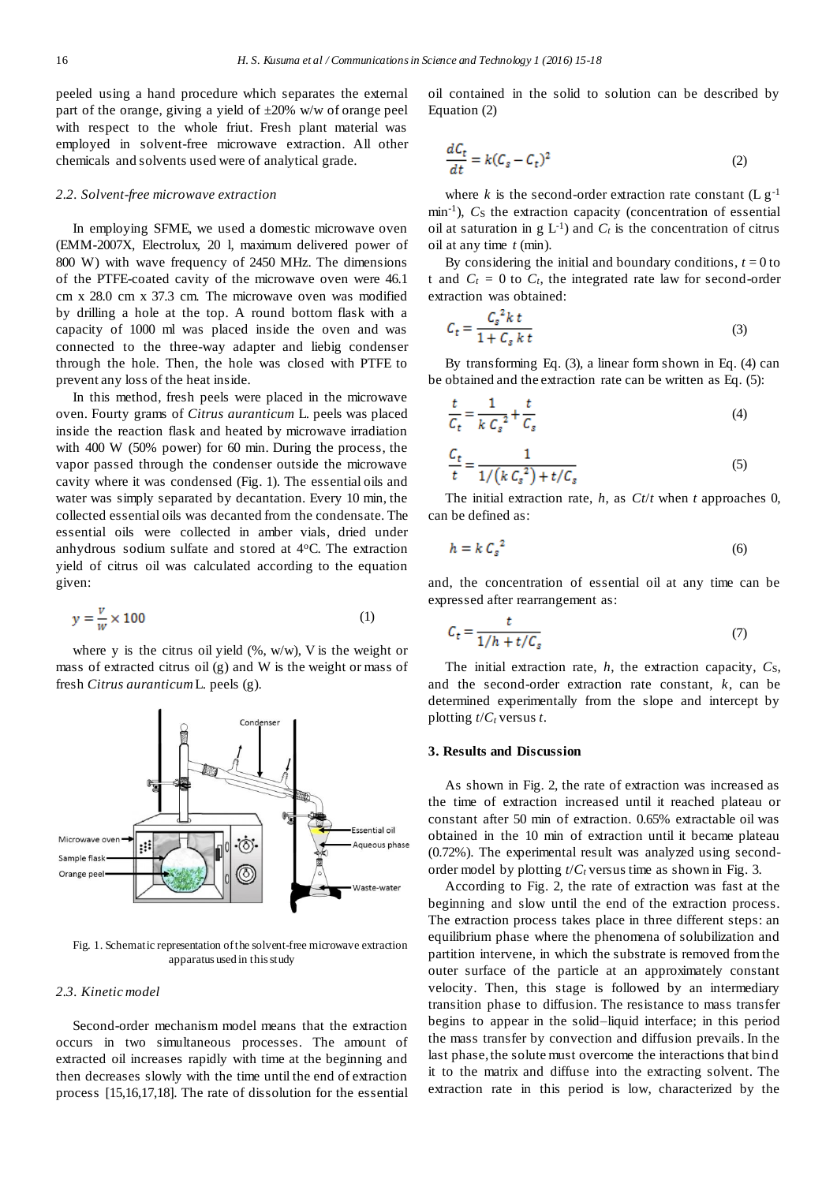peeled using a hand procedure which separates the external part of the orange, giving a yield of ±20% w/w of orange peel with respect to the whole friut. Fresh plant material was employed in solvent-free microwave extraction. All other chemicals and solvents used were of analytical grade.

### *2.2. Solvent-free microwave extraction*

In employing SFME, we used a domestic microwave oven (EMM-2007X, Electrolux, 20 l, maximum delivered power of 800 W) with wave frequency of 2450 MHz. The dimensions of the PTFE-coated cavity of the microwave oven were 46.1 cm x 28.0 cm x 37.3 cm. The microwave oven was modified by drilling a hole at the top. A round bottom flask with a capacity of 1000 ml was placed inside the oven and was connected to the three-way adapter and liebig condenser through the hole. Then, the hole was closed with PTFE to prevent any loss of the heat inside.

In this method, fresh peels were placed in the microwave oven. Fourty grams of *Citrus auranticum* L. peels was placed inside the reaction flask and heated by microwave irradiation with 400 W (50% power) for 60 min. During the process, the vapor passed through the condenser outside the microwave cavity where it was condensed (Fig. 1). The essential oils and water was simply separated by decantation. Every 10 min, the collected essential oils was decanted from the condensate. The essential oils were collected in amber vials, dried under anhydrous sodium sulfate and stored at 4°C. The extraction yield of citrus oil was calculated according to the equation given:

$$y = \frac{V}{W} \times 100 \tag{1}$$

where y is the citrus oil yield (%, w/w), V is the weight or mass of extracted citrus oil (g) and W is the weight or mass of fresh *Citrus auranticum* L. peels (g).

Fig. 1. Schematic representation of the solvent-free microwave extraction apparatus used in this study

### *2.3. Kinetic model*

Second-order mechanism model means that the extraction occurs in two simultaneous processes. The amount of extracted oil increases rapidly with time at the beginning and then decreases slowly with the time until the end of extraction process [15,16,17,18]. The rate of dissolution for the essential oil contained in the solid to solution can be described by Equation (2)

$$\frac{dC_t}{dt} = k(C_s - C_t)^2 \tag{2}$$

where $k$ is the second-order extraction rate constant (L g$^{-1}$ min$^{-1}$), $C_S$ the extraction capacity (concentration of essential oil at saturation in g L$^{-1}$) and $C_t$ is the concentration of citrus oil at any time $t$ (min).

By considering the initial and boundary conditions, $t = 0$ to t and $C_t = 0$ to $C_t$, the integrated rate law for second-order extraction was obtained:

$$C_t = \frac{C_s^2 k t}{1 + C_s k t} \tag{3}$$

By transforming Eq. (3), a linear form shown in Eq. (4) can be obtained and the extraction rate can be written as Eq. (5):

$$\frac{t}{C_t} = \frac{1}{k C_s^2} + \frac{t}{C_s} \tag{4}$$

$$\frac{C_t}{t} = \frac{1}{1/(k C_s^2) + t/C_s} \tag{5}$$

The initial extraction rate, $h$, as $Ct/t$ when $t$ approaches 0, can be defined as:

$$h = k C_s^2 \tag{6}$$

and, the concentration of essential oil at any time can be expressed after rearrangement as:

$$C_t = \frac{t}{1/h + t/C_s} \tag{7}$$

The initial extraction rate, $h$, the extraction capacity, $C_S$, and the second-order extraction rate constant, $k$, can be determined experimentally from the slope and intercept by plotting $t/C_t$ versus $t$.

## 3. Results and Discussion

As shown in Fig. 2, the rate of extraction was increased as the time of extraction increased until it reached plateau or constant after 50 min of extraction. 0.65% extractable oil was obtained in the 10 min of extraction until it became plateau (0.72%). The experimental result was analyzed using second-order model by plotting $t/C_t$ versus time as shown in Fig. 3.

According to Fig. 2, the rate of extraction was fast at the beginning and slow until the end of the extraction process. The extraction process takes place in three different steps: an equilibrium phase where the phenomena of solubilization and partition intervene, in which the substrate is removed from the outer surface of the particle at an approximately constant velocity. Then, this stage is followed by an intermediary transition phase to diffusion. The resistance to mass transfer begins to appear in the solid–liquid interface; in this period the mass transfer by convection and diffusion prevails. In the last phase, the solute must overcome the interactions that bind it to the matrix and diffuse into the extracting solvent. The extraction rate in this period is low, characterized by the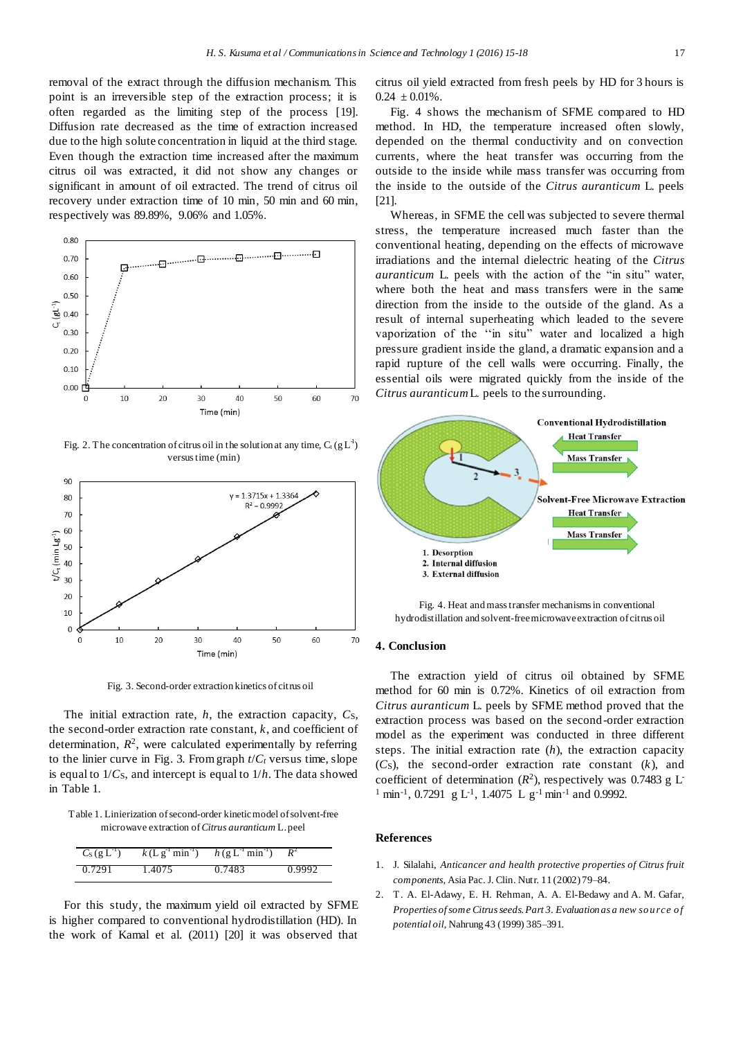removal of the extract through the diffusion mechanism. This point is an irreversible step of the extraction process; it is often regarded as the limiting step of the process [19]. Diffusion rate decreased as the time of extraction increased due to the high solute concentration in liquid at the third stage. Even though the extraction time increased after the maximum citrus oil was extracted, it did not show any changes or significant in amount of oil extracted. The trend of citrus oil recovery under extraction time of 10 min, 50 min and 60 min, respectively was 89.89%, 9.06% and 1.05%.

Fig. 2. The concentration of citrus oil in the solution at any time, $C_t$ (g $L^{-1}$) versus time (min)

Fig. 3. Second-order extraction kinetics of citrus oil

The initial extraction rate, $h$, the extraction capacity, $C_S$, the second-order extraction rate constant, $k$, and coefficient of determination, $R^2$, were calculated experimentally by referring to the linier curve in Fig. 3. From graph $t/C_t$ versus time, slope is equal to $1/C_S$, and intercept is equal to $1/h$. The data showed in Table 1.

Table 1. Linierization of second-order kinetic model of solvent-free microwave extraction of *Citrus auranticum* L. peel

| $C_S$ (g $L^{-1}$) | $k$ (L $g^{-1}$ $min^{-1}$) | $h$ (g $L^{-1}$ $min^{-1}$) | $R^2$ |
|---|---|---|---|
| 0.7291 | 1.4075 | 0.7483 | 0.9992 |

For this study, the maximum yield oil extracted by SFME is higher compared to conventional hydrodistillation (HD). In the work of Kamal et al. (2011) [20] it was observed that citrus oil yield extracted from fresh peels by HD for 3 hours is 0.24 ± 0.01%.

Fig. 4 shows the mechanism of SFME compared to HD method. In HD, the temperature increased often slowly, depended on the thermal conductivity and on convection currents, where the heat transfer was occurring from the outside to the inside while mass transfer was occurring from the inside to the outside of the *Citrus auranticum* L. peels [21].

Whereas, in SFME the cell was subjected to severe thermal stress, the temperature increased much faster than the conventional heating, depending on the effects of microwave irradiations and the internal dielectric heating of the *Citrus auranticum* L. peels with the action of the "in situ" water, where both the heat and mass transfers were in the same direction from the inside to the outside of the gland. As a result of internal superheating which leaded to the severe vaporization of the "in situ" water and localized a high pressure gradient inside the gland, a dramatic expansion and a rapid rupture of the cell walls were occurring. Finally, the essential oils were migrated quickly from the inside of the *Citrus auranticum* L. peels to the surrounding.

Fig. 4. Heat and mass transfer mechanisms in conventional hydrodistillation and solvent-free microwave extraction of citrus oil

## 4. Conclusion

The extraction yield of citrus oil obtained by SFME method for 60 min is 0.72%. Kinetics of oil extraction from *Citrus auranticum* L. peels by SFME method proved that the extraction process was based on the second-order extraction model as the experiment was conducted in three different steps. The initial extraction rate ($h$), the extraction capacity ($C_S$), the second-order extraction rate constant ($k$), and coefficient of determination ($R^2$), respectively was 0.7483 g $L^{-1}$ $min^{-1}$, 0.7291 g $L^{-1}$, 1.4075 L $g^{-1}$ $min^{-1}$ and 0.9992.

## References

1. J. Silalahi, *Anticancer and health protective properties of Citrus fruit components*, Asia Pac. J. Clin. Nutr. 11 (2002) 79–84.
2. T. A. El-Adawy, E. H. Rehman, A. A. El-Bedawy and A. M. Gafar, *Properties of some Citrus seeds. Part 3. Evaluation as a new source of potential oil*, Nahrung 43 (1999) 385–391.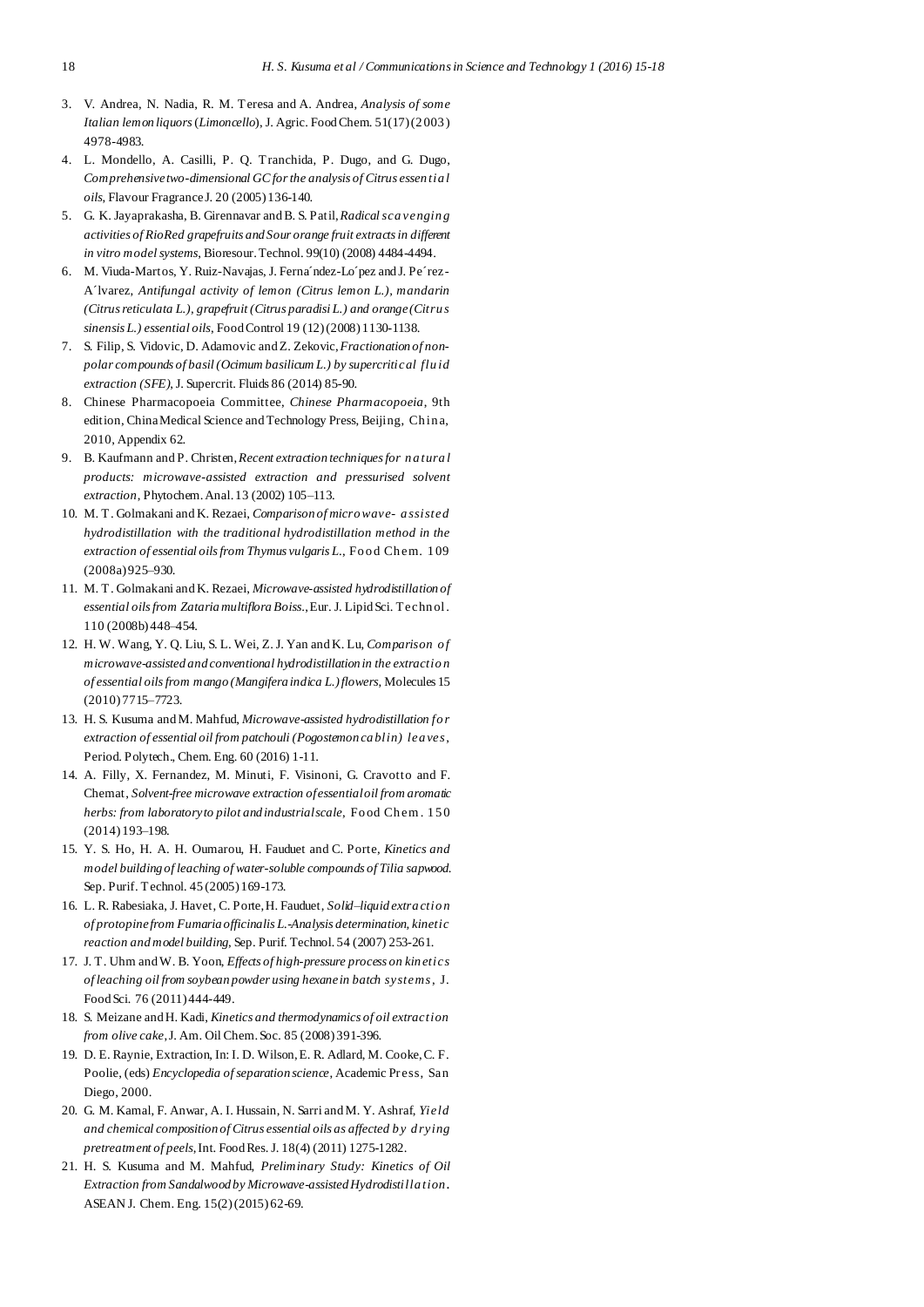3. V. Andrea, N. Nadia, R. M. Teresa and A. Andrea, *Analysis of some Italian lemon liquors (Limoncello)*, J. Agric. Food Chem. 51(17) (2003) 4978-4983.
4. L. Mondello, A. Casilli, P. Q. Tranchida, P. Dugo, and G. Dugo, *Comprehensive two-dimensional GC for the analysis of Citrus essential oils*, Flavour Fragrance J. 20 (2005) 136-140.
5. G. K. Jayaprakasha, B. Girennavar and B. S. Patil, *Radical scavenging activities of RioRed grapefruits and Sour orange fruit extracts in different in vitro model systems*, Bioresour. Technol. 99(10) (2008) 4484-4494.
6. M. Viuda-Martos, Y. Ruiz-Navajas, J. Ferna´ndez-Lo´pez and J. Pe´rez-A´lvarez, *Antifungal activity of lemon (Citrus lemon L.), mandarin (Citrus reticulata L.), grapefruit (Citrus paradisi L.) and orange (Citrus sinensis L.) essential oils*, Food Control 19 (12) (2008) 1130-1138.
7. S. Filip, S. Vidovic, D. Adamovic and Z. Zekovic, *Fractionation of non-polar compounds of basil (Ocimum basilicum L.) by supercritical fluid extraction (SFE)*, J. Supercrit. Fluids 86 (2014) 85-90.
8. Chinese Pharmacopoeia Committee, *Chinese Pharmacopoeia*, 9th edition, China Medical Science and Technology Press, Beijing, China, 2010, Appendix 62.
9. B. Kaufmann and P. Christen, *Recent extraction techniques for natural products: microwave-assisted extraction and pressurised solvent extraction*, Phytochem. Anal. 13 (2002) 105–113.
10. M. T. Golmakani and K. Rezaei, *Comparison of microwave- assisted hydrodistillation with the traditional hydrodistillation method in the extraction of essential oils from Thymus vulgaris L.*, Food Chem. 109 (2008a) 925–930.
11. M. T. Golmakani and K. Rezaei, *Microwave-assisted hydrodistillation of essential oils from Zataria multiflora Boiss.*, Eur. J. Lipid Sci. Technol. 110 (2008b) 448–454.
12. H. W. Wang, Y. Q. Liu, S. L. Wei, Z. J. Yan and K. Lu, *Comparison of microwave-assisted and conventional hydrodistillation in the extraction of essential oils from mango (Mangifera indica L.) flowers*, Molecules 15 (2010) 7715–7723.
13. H. S. Kusuma and M. Mahfud, *Microwave-assisted hydrodistillation for extraction of essential oil from patchouli (Pogostemon cablin) leaves*, Period. Polytech., Chem. Eng. 60 (2016) 1-11.
14. A. Filly, X. Fernandez, M. Minuti, F. Visinoni, G. Cravotto and F. Chemat, *Solvent-free microwave extraction of essential oil from aromatic herbs: from laboratory to pilot and industrial scale*, Food Chem. 150 (2014) 193–198.
15. Y. S. Ho, H. A. H. Oumarou, H. Fauduet and C. Porte, *Kinetics and model building of leaching of water-soluble compounds of Tilia sapwood*. Sep. Purif. Technol. 45 (2005) 169-173.
16. L. R. Rabesiaka, J. Havet, C. Porte, H. Fauduet, *Solid–liquid extraction of protopine from Fumaria officinalis L.-Analysis determination, kinetic reaction and model building*, Sep. Purif. Technol. 54 (2007) 253-261.
17. J. T. Uhm and W. B. Yoon, *Effects of high-pressure process on kinetics of leaching oil from soybean powder using hexane in batch systems*, J. Food Sci. 76 (2011) 444-449.
18. S. Meizane and H. Kadi, *Kinetics and thermodynamics of oil extraction from olive cake*, J. Am. Oil Chem. Soc. 85 (2008) 391-396.
19. D. E. Raynie, Extraction, In: I. D. Wilson, E. R. Adlard, M. Cooke, C. F. Poolie, (eds) *Encyclopedia of separation science*, Academic Press, San Diego, 2000.
20. G. M. Kamal, F. Anwar, A. I. Hussain, N. Sarri and M. Y. Ashraf, *Yield and chemical composition of Citrus essential oils as affected by drying pretreatment of peels*, Int. Food Res. J. 18(4) (2011) 1275-1282.
21. H. S. Kusuma and M. Mahfud, *Preliminary Study: Kinetics of Oil Extraction from Sandalwood by Microwave-assisted Hydrodistillation*. ASEAN J. Chem. Eng. 15(2) (2015) 62-69.